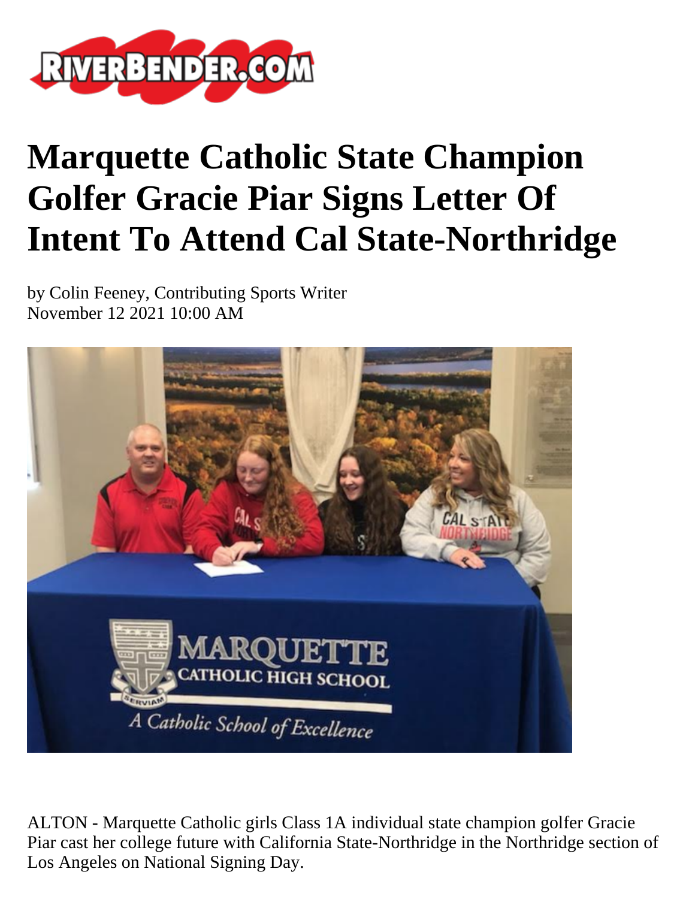# Marquette Catholic State Champion Golfer Gracie Piar Signs Letter Of Intent To Attend Cal State-Northridge

by Colin Feeney, Contributing Sports Writer
November 12 2021 10:00 AM

ALTON - Marquette Catholic girls Class 1A individual state champion golfer Gracie Piar cast her college future with California State-Northridge in the Northridge section of Los Angeles on National Signing Day.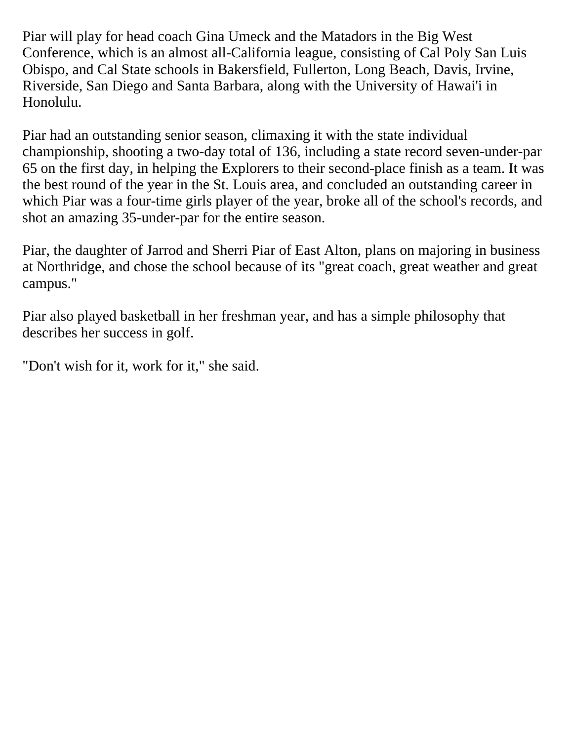Piar will play for head coach Gina Umeck and the Matadors in the Big West Conference, which is an almost all-California league, consisting of Cal Poly San Luis Obispo, and Cal State schools in Bakersfield, Fullerton, Long Beach, Davis, Irvine, Riverside, San Diego and Santa Barbara, along with the University of Hawai'i in Honolulu.

Piar had an outstanding senior season, climaxing it with the state individual championship, shooting a two-day total of 136, including a state record seven-under-par 65 on the first day, in helping the Explorers to their second-place finish as a team. It was the best round of the year in the St. Louis area, and concluded an outstanding career in which Piar was a four-time girls player of the year, broke all of the school's records, and shot an amazing 35-under-par for the entire season.

Piar, the daughter of Jarrod and Sherri Piar of East Alton, plans on majoring in business at Northridge, and chose the school because of its "great coach, great weather and great campus."

Piar also played basketball in her freshman year, and has a simple philosophy that describes her success in golf.

"Don't wish for it, work for it," she said.